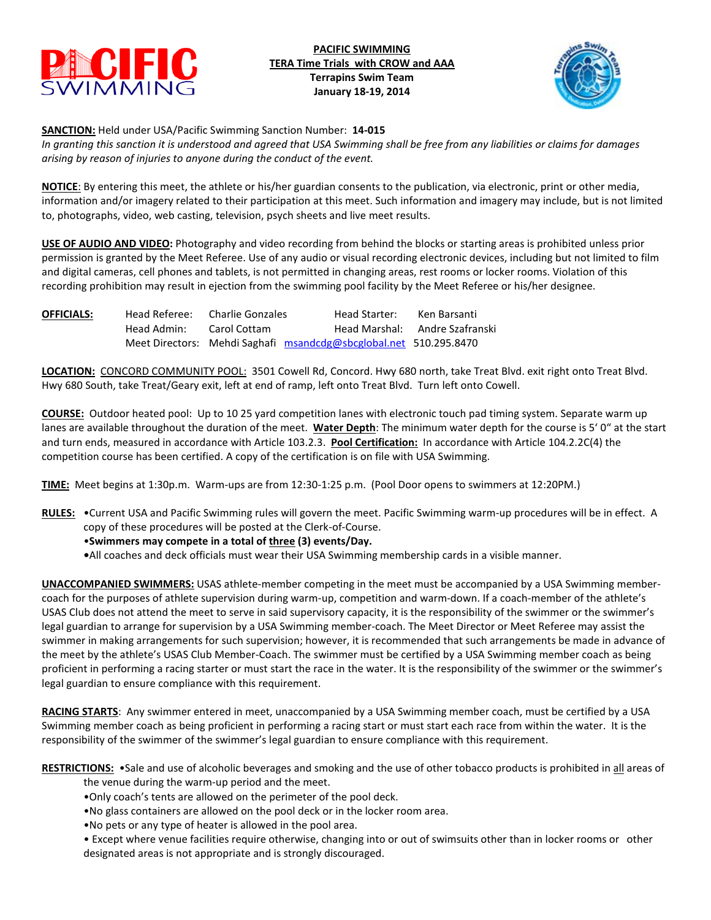**PACIFIC SWIMMING**
**TERA Time Trials with CROW and AAA**
**Terrapins Swim Team**
**January 18-19, 2014**

**SANCTION:** Held under USA/Pacific Swimming Sanction Number: **14-015**
*In granting this sanction it is understood and agreed that USA Swimming shall be free from any liabilities or claims for damages arising by reason of injuries to anyone during the conduct of the event.*

**NOTICE**: By entering this meet, the athlete or his/her guardian consents to the publication, via electronic, print or other media, information and/or imagery related to their participation at this meet. Such information and imagery may include, but is not limited to, photographs, video, web casting, television, psych sheets and live meet results.

**USE OF AUDIO AND VIDEO:** Photography and video recording from behind the blocks or starting areas is prohibited unless prior permission is granted by the Meet Referee. Use of any audio or visual recording electronic devices, including but not limited to film and digital cameras, cell phones and tablets, is not permitted in changing areas, rest rooms or locker rooms. Violation of this recording prohibition may result in ejection from the swimming pool facility by the Meet Referee or his/her designee.

**OFFICIALS:**

| | | | |
|---|---|---|---|
| Head Referee: | Charlie Gonzales | Head Starter: | Ken Barsanti |
| Head Admin: | Carol Cottam | Head Marshal: | Andre Szafranski |
| Meet Directors: | Mehdi Saghafi | msandcdg@sbcglobal.net | 510.295.8470 |

**LOCATION:** CONCORD COMMUNITY POOL: 3501 Cowell Rd, Concord. Hwy 680 north, take Treat Blvd. exit right onto Treat Blvd. Hwy 680 South, take Treat/Geary exit, left at end of ramp, left onto Treat Blvd. Turn left onto Cowell.

**COURSE:** Outdoor heated pool: Up to 10 25 yard competition lanes with electronic touch pad timing system. Separate warm up lanes are available throughout the duration of the meet. **Water Depth**: The minimum water depth for the course is 5' 0" at the start and turn ends, measured in accordance with Article 103.2.3. **Pool Certification:** In accordance with Article 104.2.2C(4) the competition course has been certified. A copy of the certification is on file with USA Swimming.

**TIME:** Meet begins at 1:30p.m. Warm-ups are from 12:30-1:25 p.m. (Pool Door opens to swimmers at 12:20PM.)

**RULES:**
- Current USA and Pacific Swimming rules will govern the meet. Pacific Swimming warm-up procedures will be in effect. A copy of these procedures will be posted at the Clerk-of-Course.
- **Swimmers may compete in a total of three (3) events/Day.**
- All coaches and deck officials must wear their USA Swimming membership cards in a visible manner.

**UNACCOMPANIED SWIMMERS:** USAS athlete-member competing in the meet must be accompanied by a USA Swimming member-coach for the purposes of athlete supervision during warm-up, competition and warm-down. If a coach-member of the athlete's USAS Club does not attend the meet to serve in said supervisory capacity, it is the responsibility of the swimmer or the swimmer's legal guardian to arrange for supervision by a USA Swimming member-coach. The Meet Director or Meet Referee may assist the swimmer in making arrangements for such supervision; however, it is recommended that such arrangements be made in advance of the meet by the athlete's USAS Club Member-Coach. The swimmer must be certified by a USA Swimming member coach as being proficient in performing a racing starter or must start the race in the water. It is the responsibility of the swimmer or the swimmer's legal guardian to ensure compliance with this requirement.

**RACING STARTS**: Any swimmer entered in meet, unaccompanied by a USA Swimming member coach, must be certified by a USA Swimming member coach as being proficient in performing a racing start or must start each race from within the water. It is the responsibility of the swimmer of the swimmer's legal guardian to ensure compliance with this requirement.

**RESTRICTIONS:**
- Sale and use of alcoholic beverages and smoking and the use of other tobacco products is prohibited in all areas of the venue during the warm-up period and the meet.
- Only coach's tents are allowed on the perimeter of the pool deck.
- No glass containers are allowed on the pool deck or in the locker room area.
- No pets or any type of heater is allowed in the pool area.
- Except where venue facilities require otherwise, changing into or out of swimsuits other than in locker rooms or other designated areas is not appropriate and is strongly discouraged.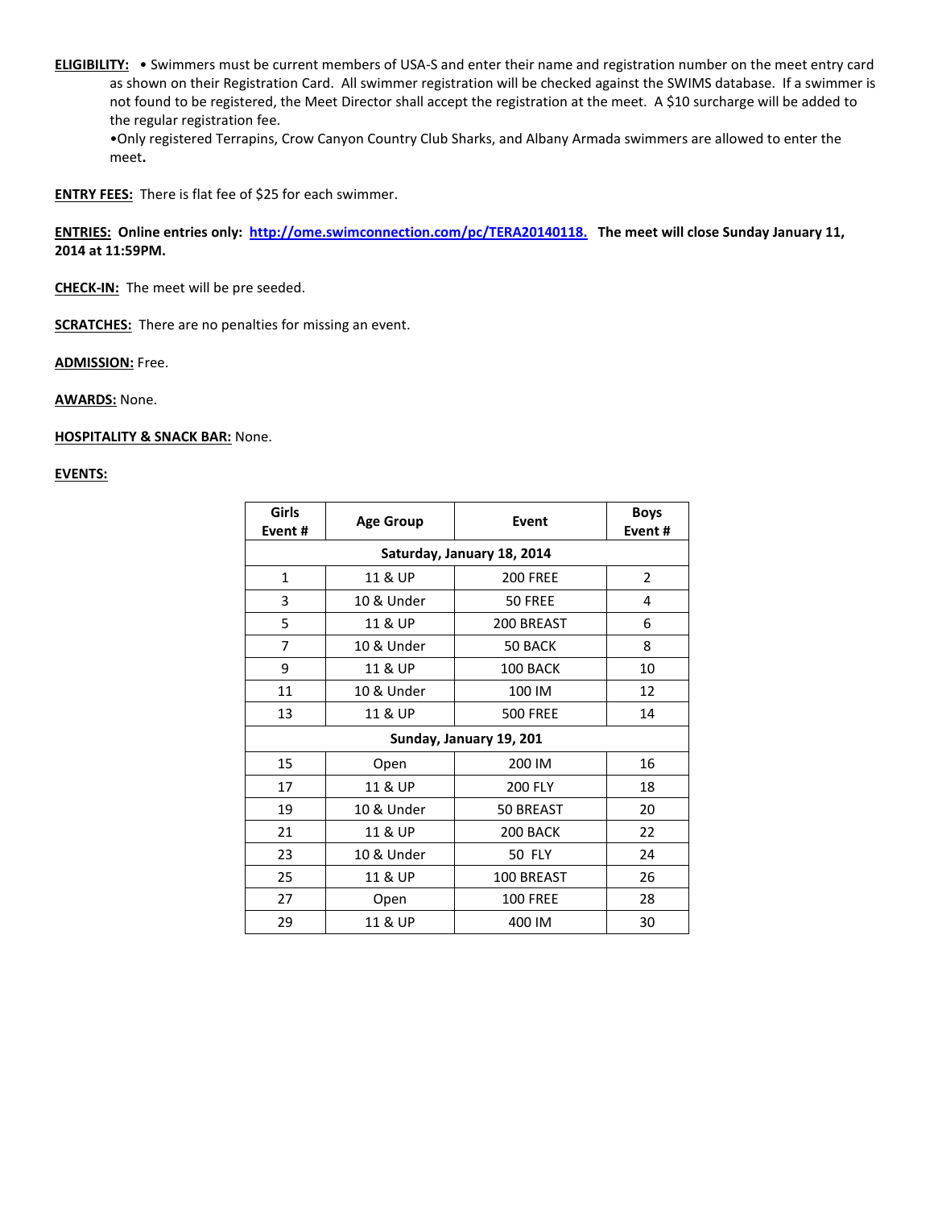**ELIGIBILITY:** • Swimmers must be current members of USA-S and enter their name and registration number on the meet entry card as shown on their Registration Card. All swimmer registration will be checked against the SWIMS database. If a swimmer is not found to be registered, the Meet Director shall accept the registration at the meet. A $10 surcharge will be added to the regular registration fee.

•Only registered Terrapins, Crow Canyon Country Club Sharks, and Albany Armada swimmers are allowed to enter the meet**.**

**ENTRY FEES:** There is flat fee of $25 for each swimmer.

**ENTRIES: Online entries only: http://ome.swimconnection.com/pc/TERA20140118. The meet will close Sunday January 11, 2014 at 11:59PM.**

**CHECK-IN:** The meet will be pre seeded.

**SCRATCHES:** There are no penalties for missing an event.

**ADMISSION:** Free.

**AWARDS:** None.

**HOSPITALITY & SNACK BAR:** None.

**EVENTS:**

| Girls Event # | Age Group | Event | Boys Event # |
|---|---|---|---|
| **Saturday, January 18, 2014** | | | |
| 1 | 11 & UP | 200 FREE | 2 |
| 3 | 10 & Under | 50 FREE | 4 |
| 5 | 11 & UP | 200 BREAST | 6 |
| 7 | 10 & Under | 50 BACK | 8 |
| 9 | 11 & UP | 100 BACK | 10 |
| 11 | 10 & Under | 100 IM | 12 |
| 13 | 11 & UP | 500 FREE | 14 |
| **Sunday, January 19, 201** | | | |
| 15 | Open | 200 IM | 16 |
| 17 | 11 & UP | 200 FLY | 18 |
| 19 | 10 & Under | 50 BREAST | 20 |
| 21 | 11 & UP | 200 BACK | 22 |
| 23 | 10 & Under | 50 FLY | 24 |
| 25 | 11 & UP | 100 BREAST | 26 |
| 27 | Open | 100 FREE | 28 |
| 29 | 11 & UP | 400 IM | 30 |